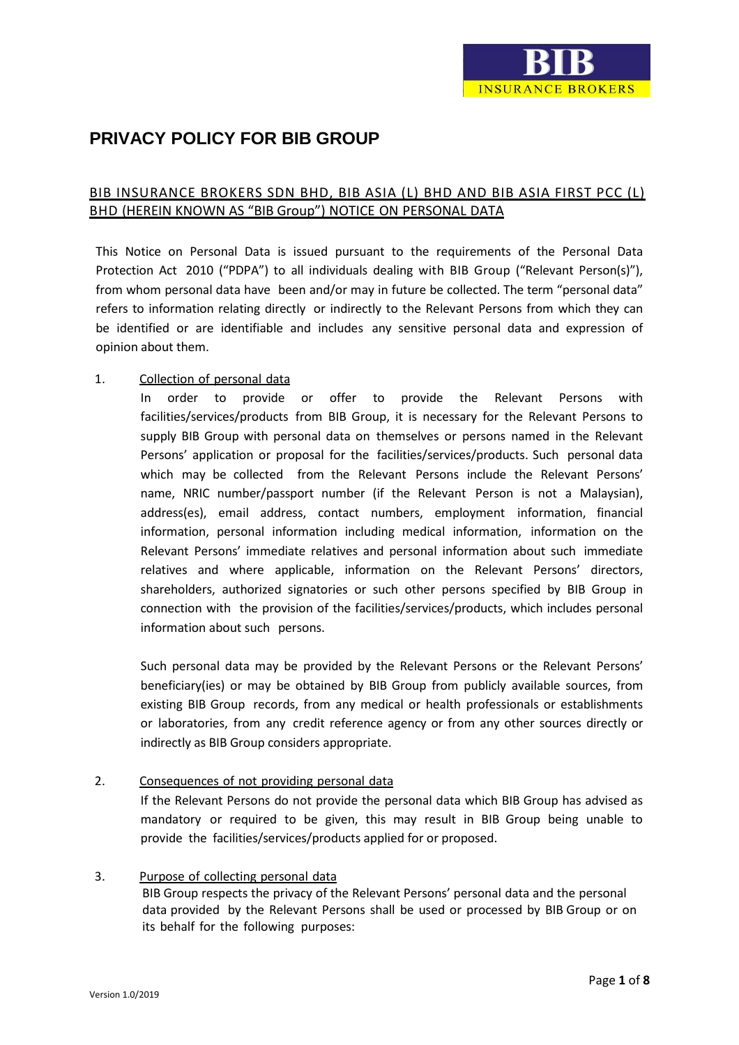# PRIVACY POLICY FOR BIB GROUP

## BIB INSURANCE BROKERS SDN BHD, BIB ASIA (L) BHD AND BIB ASIA FIRST PCC (L) BHD (HEREIN KNOWN AS "BIB Group") NOTICE ON PERSONAL DATA

This Notice on Personal Data is issued pursuant to the requirements of the Personal Data Protection Act 2010 ("PDPA") to all individuals dealing with BIB Group ("Relevant Person(s)"), from whom personal data have been and/or may in future be collected. The term "personal data" refers to information relating directly or indirectly to the Relevant Persons from which they can be identified or are identifiable and includes any sensitive personal data and expression of opinion about them.

1. Collection of personal data

   In order to provide or offer to provide the Relevant Persons with facilities/services/products from BIB Group, it is necessary for the Relevant Persons to supply BIB Group with personal data on themselves or persons named in the Relevant Persons' application or proposal for the facilities/services/products. Such personal data which may be collected from the Relevant Persons include the Relevant Persons' name, NRIC number/passport number (if the Relevant Person is not a Malaysian), address(es), email address, contact numbers, employment information, financial information, personal information including medical information, information on the Relevant Persons' immediate relatives and personal information about such immediate relatives and where applicable, information on the Relevant Persons' directors, shareholders, authorized signatories or such other persons specified by BIB Group in connection with the provision of the facilities/services/products, which includes personal information about such persons.

   Such personal data may be provided by the Relevant Persons or the Relevant Persons' beneficiary(ies) or may be obtained by BIB Group from publicly available sources, from existing BIB Group records, from any medical or health professionals or establishments or laboratories, from any credit reference agency or from any other sources directly or indirectly as BIB Group considers appropriate.

2. Consequences of not providing personal data

   If the Relevant Persons do not provide the personal data which BIB Group has advised as mandatory or required to be given, this may result in BIB Group being unable to provide the facilities/services/products applied for or proposed.

3. Purpose of collecting personal data

   BIB Group respects the privacy of the Relevant Persons' personal data and the personal data provided by the Relevant Persons shall be used or processed by BIB Group or on its behalf for the following purposes: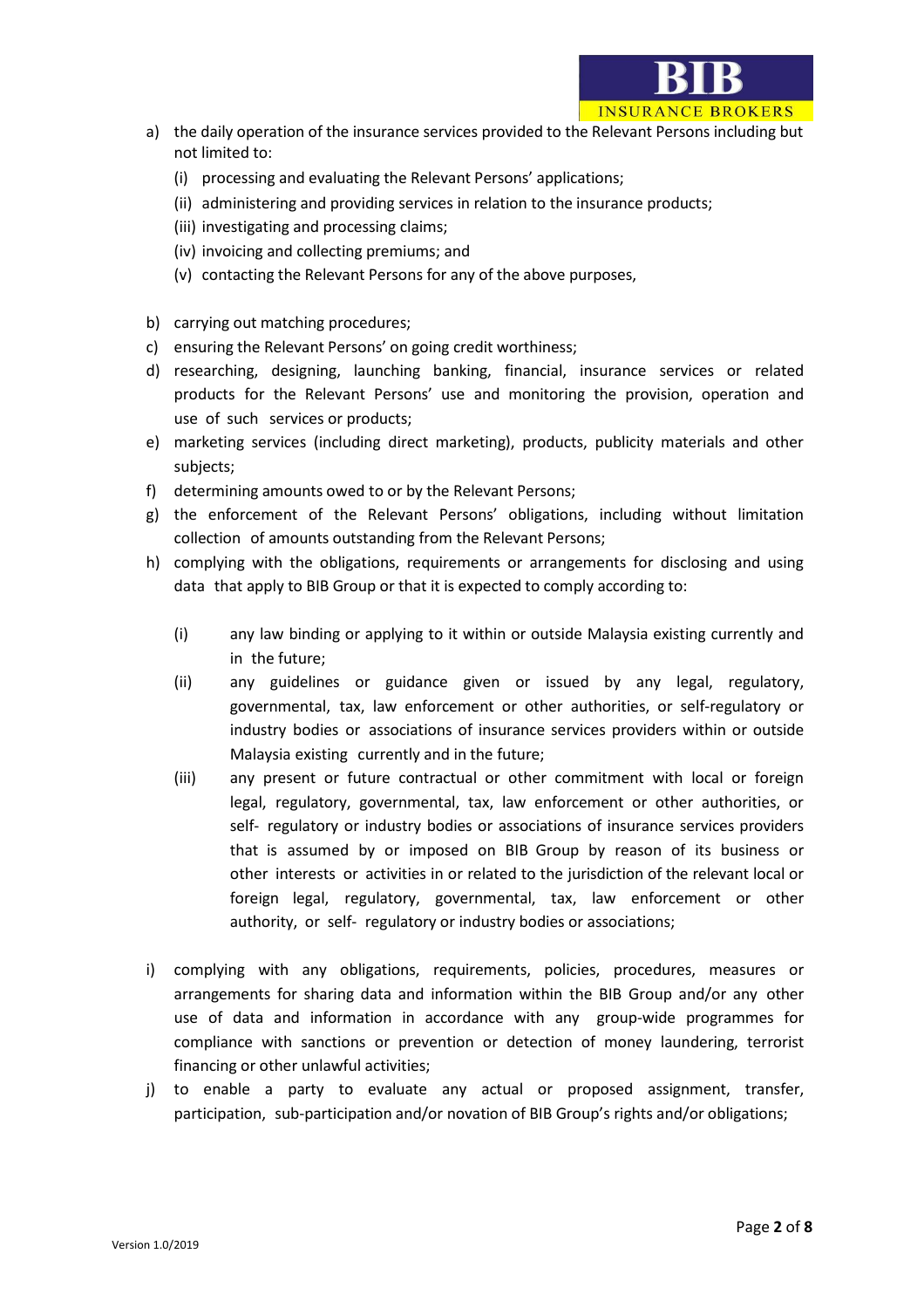a) the daily operation of the insurance services provided to the Relevant Persons including but not limited to:
   (i) processing and evaluating the Relevant Persons' applications;
   (ii) administering and providing services in relation to the insurance products;
   (iii) investigating and processing claims;
   (iv) invoicing and collecting premiums; and
   (v) contacting the Relevant Persons for any of the above purposes,

b) carrying out matching procedures;
c) ensuring the Relevant Persons' on going credit worthiness;
d) researching, designing, launching banking, financial, insurance services or related products for the Relevant Persons' use and monitoring the provision, operation and use of such services or products;
e) marketing services (including direct marketing), products, publicity materials and other subjects;
f) determining amounts owed to or by the Relevant Persons;
g) the enforcement of the Relevant Persons' obligations, including without limitation collection of amounts outstanding from the Relevant Persons;
h) complying with the obligations, requirements or arrangements for disclosing and using data that apply to BIB Group or that it is expected to comply according to:

   (i) any law binding or applying to it within or outside Malaysia existing currently and in the future;
   (ii) any guidelines or guidance given or issued by any legal, regulatory, governmental, tax, law enforcement or other authorities, or self-regulatory or industry bodies or associations of insurance services providers within or outside Malaysia existing currently and in the future;
   (iii) any present or future contractual or other commitment with local or foreign legal, regulatory, governmental, tax, law enforcement or other authorities, or self- regulatory or industry bodies or associations of insurance services providers that is assumed by or imposed on BIB Group by reason of its business or other interests or activities in or related to the jurisdiction of the relevant local or foreign legal, regulatory, governmental, tax, law enforcement or other authority, or self- regulatory or industry bodies or associations;

i) complying with any obligations, requirements, policies, procedures, measures or arrangements for sharing data and information within the BIB Group and/or any other use of data and information in accordance with any group-wide programmes for compliance with sanctions or prevention or detection of money laundering, terrorist financing or other unlawful activities;
j) to enable a party to evaluate any actual or proposed assignment, transfer, participation, sub-participation and/or novation of BIB Group's rights and/or obligations;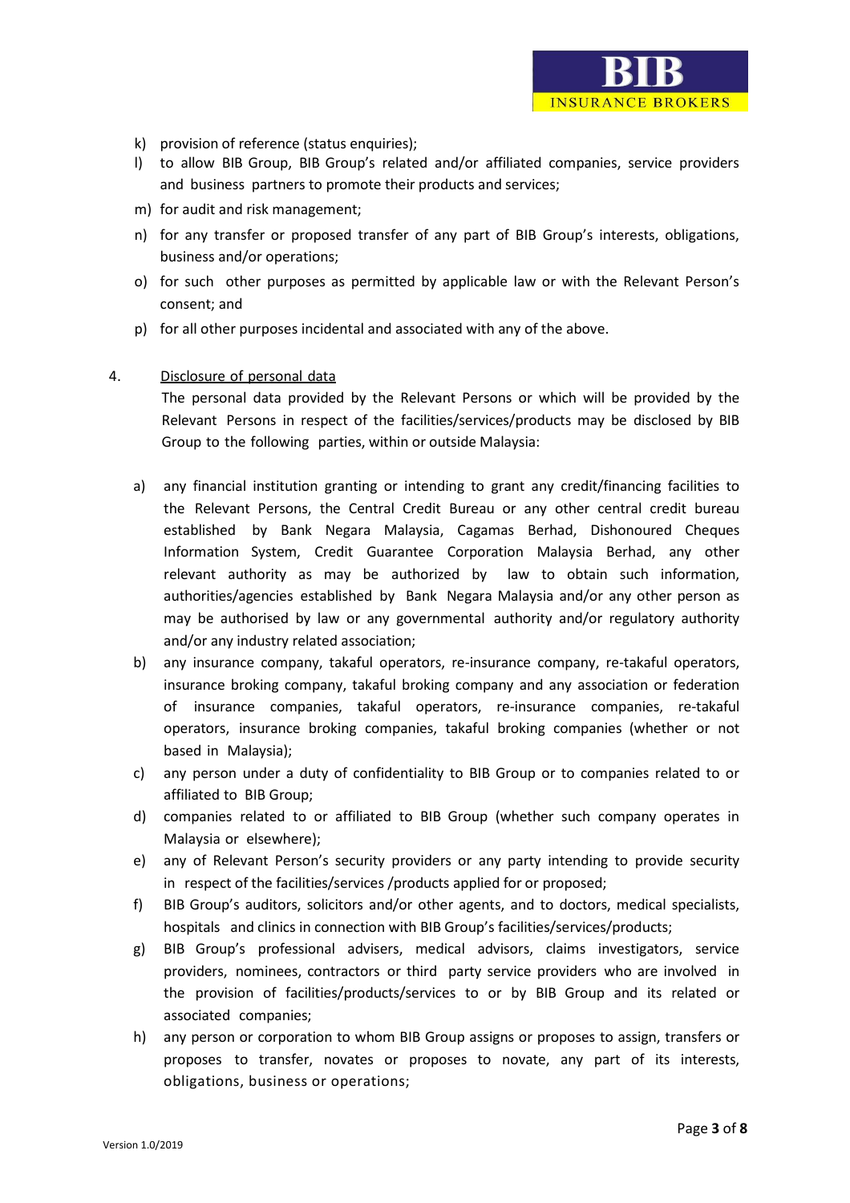k) provision of reference (status enquiries);
l) to allow BIB Group, BIB Group's related and/or affiliated companies, service providers and business partners to promote their products and services;
m) for audit and risk management;
n) for any transfer or proposed transfer of any part of BIB Group's interests, obligations, business and/or operations;
o) for such other purposes as permitted by applicable law or with the Relevant Person's consent; and
p) for all other purposes incidental and associated with any of the above.

4. Disclosure of personal data

The personal data provided by the Relevant Persons or which will be provided by the Relevant Persons in respect of the facilities/services/products may be disclosed by BIB Group to the following parties, within or outside Malaysia:

a) any financial institution granting or intending to grant any credit/financing facilities to the Relevant Persons, the Central Credit Bureau or any other central credit bureau established by Bank Negara Malaysia, Cagamas Berhad, Dishonoured Cheques Information System, Credit Guarantee Corporation Malaysia Berhad, any other relevant authority as may be authorized by law to obtain such information, authorities/agencies established by Bank Negara Malaysia and/or any other person as may be authorised by law or any governmental authority and/or regulatory authority and/or any industry related association;
b) any insurance company, takaful operators, re-insurance company, re-takaful operators, insurance broking company, takaful broking company and any association or federation of insurance companies, takaful operators, re-insurance companies, re-takaful operators, insurance broking companies, takaful broking companies (whether or not based in Malaysia);
c) any person under a duty of confidentiality to BIB Group or to companies related to or affiliated to BIB Group;
d) companies related to or affiliated to BIB Group (whether such company operates in Malaysia or elsewhere);
e) any of Relevant Person's security providers or any party intending to provide security in respect of the facilities/services /products applied for or proposed;
f) BIB Group's auditors, solicitors and/or other agents, and to doctors, medical specialists, hospitals and clinics in connection with BIB Group's facilities/services/products;
g) BIB Group's professional advisers, medical advisors, claims investigators, service providers, nominees, contractors or third party service providers who are involved in the provision of facilities/products/services to or by BIB Group and its related or associated companies;
h) any person or corporation to whom BIB Group assigns or proposes to assign, transfers or proposes to transfer, novates or proposes to novate, any part of its interests, obligations, business or operations;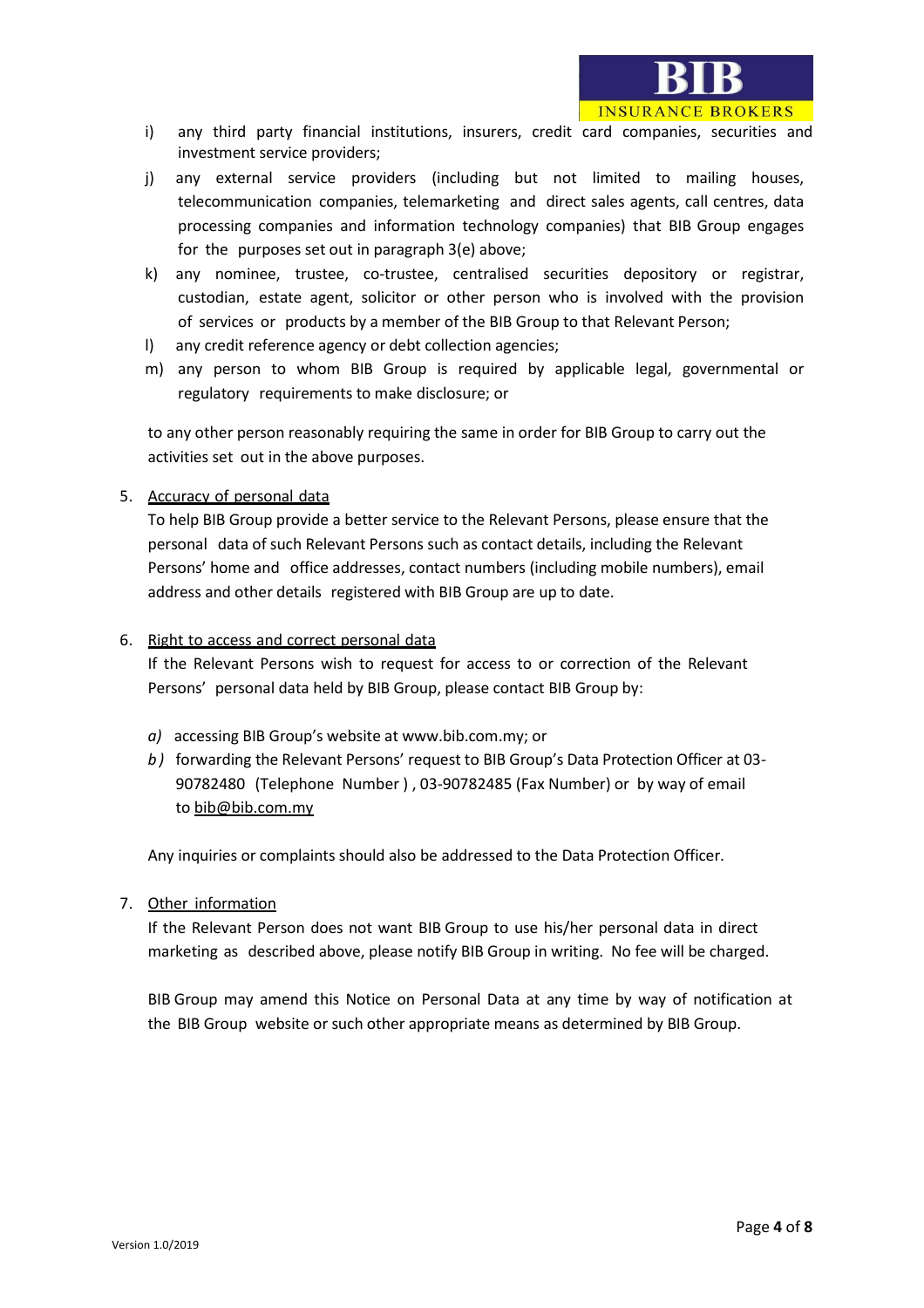i) any third party financial institutions, insurers, credit card companies, securities and investment service providers;

j) any external service providers (including but not limited to mailing houses, telecommunication companies, telemarketing and direct sales agents, call centres, data processing companies and information technology companies) that BIB Group engages for the purposes set out in paragraph 3(e) above;

k) any nominee, trustee, co-trustee, centralised securities depository or registrar, custodian, estate agent, solicitor or other person who is involved with the provision of services or products by a member of the BIB Group to that Relevant Person;

l) any credit reference agency or debt collection agencies;

m) any person to whom BIB Group is required by applicable legal, governmental or regulatory requirements to make disclosure; or

to any other person reasonably requiring the same in order for BIB Group to carry out the activities set out in the above purposes.

5. Accuracy of personal data

To help BIB Group provide a better service to the Relevant Persons, please ensure that the personal data of such Relevant Persons such as contact details, including the Relevant Persons' home and office addresses, contact numbers (including mobile numbers), email address and other details registered with BIB Group are up to date.

6. Right to access and correct personal data

If the Relevant Persons wish to request for access to or correction of the Relevant Persons' personal data held by BIB Group, please contact BIB Group by:

*a)* accessing BIB Group's website at www.bib.com.my; or

*b)* forwarding the Relevant Persons' request to BIB Group's Data Protection Officer at 03-90782480 (Telephone Number), 03-90782485 (Fax Number) or by way of email to bib@bib.com.my

Any inquiries or complaints should also be addressed to the Data Protection Officer.

7. Other information

If the Relevant Person does not want BIB Group to use his/her personal data in direct marketing as described above, please notify BIB Group in writing. No fee will be charged.

BIB Group may amend this Notice on Personal Data at any time by way of notification at the BIB Group website or such other appropriate means as determined by BIB Group.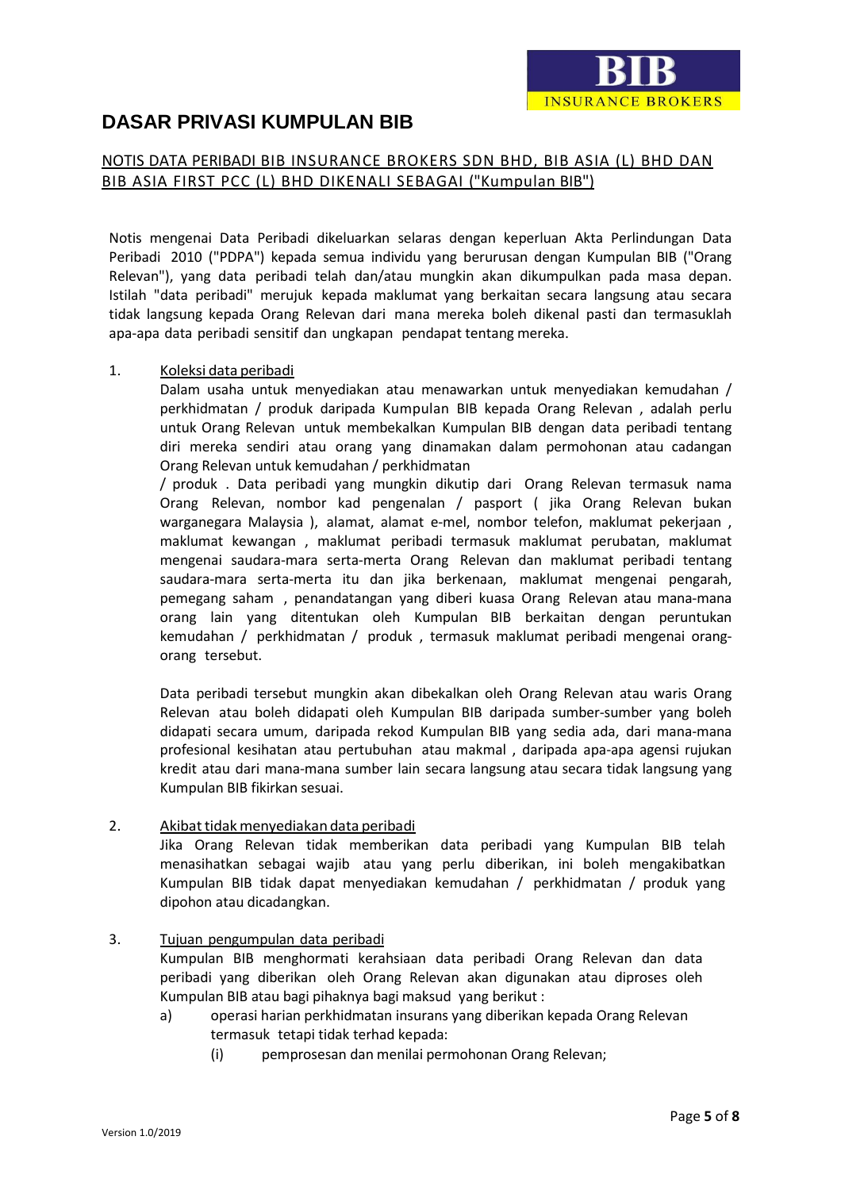# DASAR PRIVASI KUMPULAN BIB

NOTIS DATA PERIBADI BIB INSURANCE BROKERS SDN BHD, BIB ASIA (L) BHD DAN BIB ASIA FIRST PCC (L) BHD DIKENALI SEBAGAI ("Kumpulan BIB")

Notis mengenai Data Peribadi dikeluarkan selaras dengan keperluan Akta Perlindungan Data Peribadi 2010 ("PDPA") kepada semua individu yang berurusan dengan Kumpulan BIB ("Orang Relevan"), yang data peribadi telah dan/atau mungkin akan dikumpulkan pada masa depan. Istilah "data peribadi" merujuk kepada maklumat yang berkaitan secara langsung atau secara tidak langsung kepada Orang Relevan dari mana mereka boleh dikenal pasti dan termasuklah apa-apa data peribadi sensitif dan ungkapan pendapat tentang mereka.

1. Koleksi data peribadi

   Dalam usaha untuk menyediakan atau menawarkan untuk menyediakan kemudahan / perkhidmatan / produk daripada Kumpulan BIB kepada Orang Relevan , adalah perlu untuk Orang Relevan untuk membekalkan Kumpulan BIB dengan data peribadi tentang diri mereka sendiri atau orang yang dinamakan dalam permohonan atau cadangan Orang Relevan untuk kemudahan / perkhidmatan / produk . Data peribadi yang mungkin dikutip dari Orang Relevan termasuk nama Orang Relevan, nombor kad pengenalan / pasport ( jika Orang Relevan bukan warganegara Malaysia ), alamat, alamat e-mel, nombor telefon, maklumat pekerjaan , maklumat kewangan , maklumat peribadi termasuk maklumat perubatan, maklumat mengenai saudara-mara serta-merta Orang Relevan dan maklumat peribadi tentang saudara-mara serta-merta itu dan jika berkenaan, maklumat mengenai pengarah, pemegang saham , penandatangan yang diberi kuasa Orang Relevan atau mana-mana orang lain yang ditentukan oleh Kumpulan BIB berkaitan dengan peruntukan kemudahan / perkhidmatan / produk , termasuk maklumat peribadi mengenai orang-orang tersebut.

   Data peribadi tersebut mungkin akan dibekalkan oleh Orang Relevan atau waris Orang Relevan atau boleh didapati oleh Kumpulan BIB daripada sumber-sumber yang boleh didapati secara umum, daripada rekod Kumpulan BIB yang sedia ada, dari mana-mana profesional kesihatan atau pertubuhan atau makmal , daripada apa-apa agensi rujukan kredit atau dari mana-mana sumber lain secara langsung atau secara tidak langsung yang Kumpulan BIB fikirkan sesuai.

2. Akibat tidak menyediakan data peribadi

   Jika Orang Relevan tidak memberikan data peribadi yang Kumpulan BIB telah menasihatkan sebagai wajib atau yang perlu diberikan, ini boleh mengakibatkan Kumpulan BIB tidak dapat menyediakan kemudahan / perkhidmatan / produk yang dipohon atau dicadangkan.

3. Tujuan pengumpulan data peribadi

   Kumpulan BIB menghormati kerahsiaan data peribadi Orang Relevan dan data peribadi yang diberikan oleh Orang Relevan akan digunakan atau diproses oleh Kumpulan BIB atau bagi pihaknya bagi maksud yang berikut :

   a) operasi harian perkhidmatan insurans yang diberikan kepada Orang Relevan termasuk tetapi tidak terhad kepada:

      (i) pemprosesan dan menilai permohonan Orang Relevan;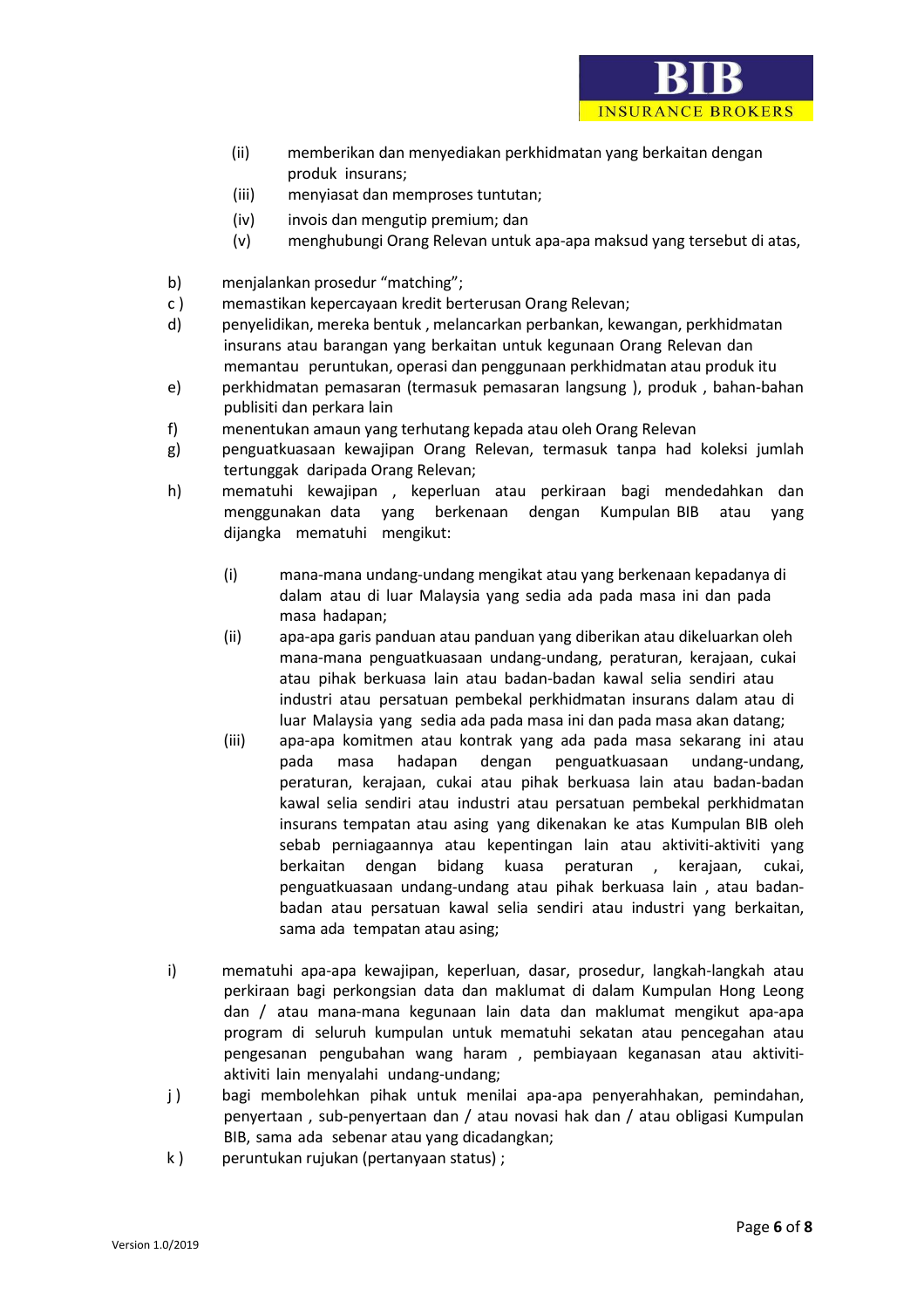(ii) memberikan dan menyediakan perkhidmatan yang berkaitan dengan produk insurans;

(iii) menyiasat dan memproses tuntutan;

(iv) invois dan mengutip premium; dan

(v) menghubungi Orang Relevan untuk apa-apa maksud yang tersebut di atas,

b) menjalankan prosedur "matching";

c ) memastikan kepercayaan kredit berterusan Orang Relevan;

d) penyelidikan, mereka bentuk , melancarkan perbankan, kewangan, perkhidmatan insurans atau barangan yang berkaitan untuk kegunaan Orang Relevan dan memantau peruntukan, operasi dan penggunaan perkhidmatan atau produk itu

e) perkhidmatan pemasaran (termasuk pemasaran langsung ), produk , bahan-bahan publisiti dan perkara lain

f) menentukan amaun yang terhutang kepada atau oleh Orang Relevan

g) penguatkuasaan kewajipan Orang Relevan, termasuk tanpa had koleksi jumlah tertunggak daripada Orang Relevan;

h) mematuhi kewajipan , keperluan atau perkiraan bagi mendedahkan dan menggunakan data yang berkenaan dengan Kumpulan BIB atau yang dijangka mematuhi mengikut:

(i) mana-mana undang-undang mengikat atau yang berkenaan kepadanya di dalam atau di luar Malaysia yang sedia ada pada masa ini dan pada masa hadapan;

(ii) apa-apa garis panduan atau panduan yang diberikan atau dikeluarkan oleh mana-mana penguatkuasaan undang-undang, peraturan, kerajaan, cukai atau pihak berkuasa lain atau badan-badan kawal selia sendiri atau industri atau persatuan pembekal perkhidmatan insurans dalam atau di luar Malaysia yang sedia ada pada masa ini dan pada masa akan datang;

(iii) apa-apa komitmen atau kontrak yang ada pada masa sekarang ini atau pada masa hadapan dengan penguatkuasaan undang-undang, peraturan, kerajaan, cukai atau pihak berkuasa lain atau badan-badan kawal selia sendiri atau industri atau persatuan pembekal perkhidmatan insurans tempatan atau asing yang dikenakan ke atas Kumpulan BIB oleh sebab perniagaannya atau kepentingan lain atau aktiviti-aktiviti yang berkaitan dengan bidang kuasa peraturan , kerajaan, cukai, penguatkuasaan undang-undang atau pihak berkuasa lain , atau badan-badan atau persatuan kawal selia sendiri atau industri yang berkaitan, sama ada tempatan atau asing;

i) mematuhi apa-apa kewajipan, keperluan, dasar, prosedur, langkah-langkah atau perkiraan bagi perkongsian data dan maklumat di dalam Kumpulan Hong Leong dan / atau mana-mana kegunaan lain data dan maklumat mengikut apa-apa program di seluruh kumpulan untuk mematuhi sekatan atau pencegahan atau pengesanan pengubahan wang haram , pembiayaan keganasan atau aktiviti-aktiviti lain menyalahi undang-undang;

j ) bagi membolehkan pihak untuk menilai apa-apa penyerahhakan, pemindahan, penyertaan , sub-penyertaan dan / atau novasi hak dan / atau obligasi Kumpulan BIB, sama ada sebenar atau yang dicadangkan;

k ) peruntukan rujukan (pertanyaan status) ;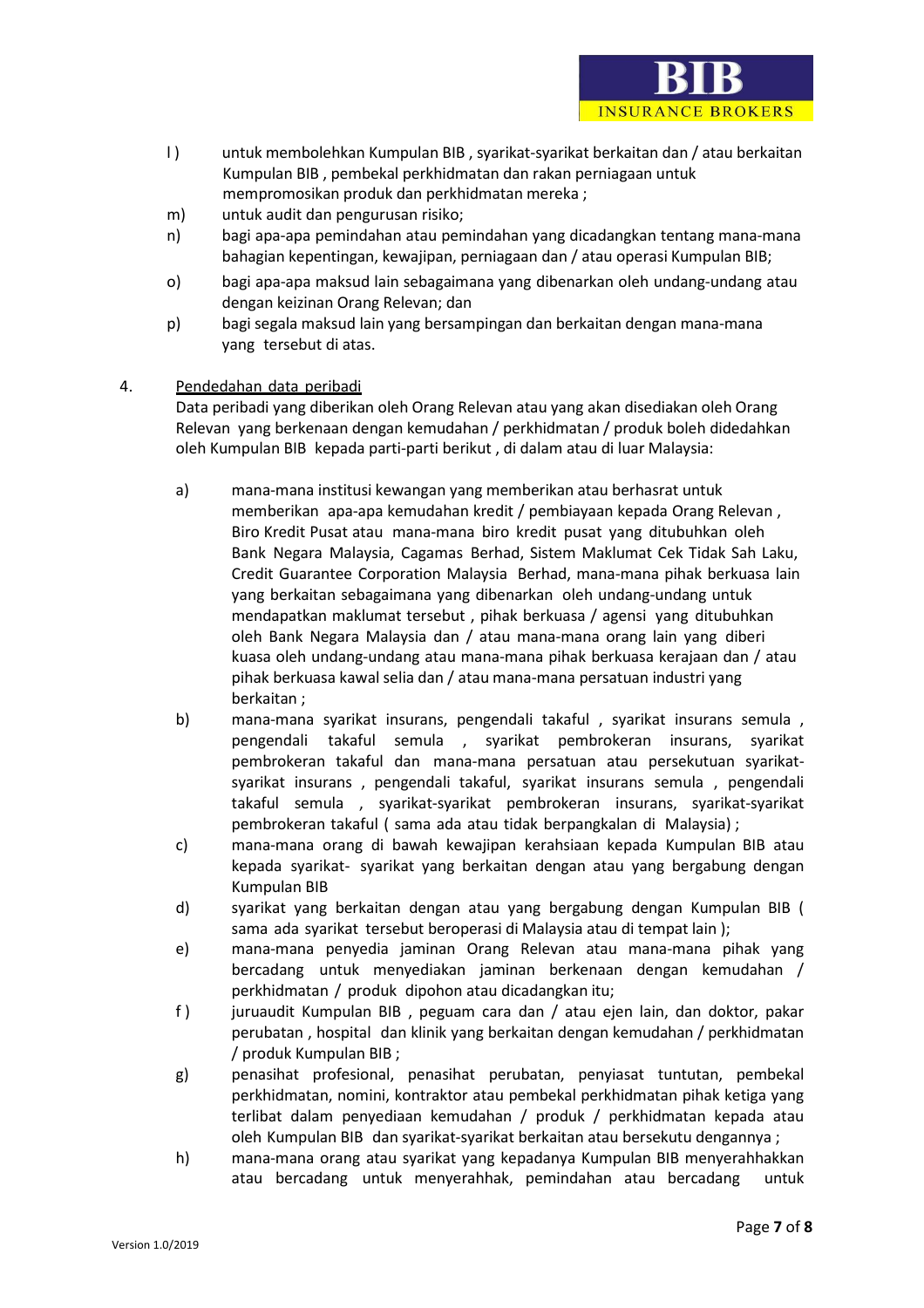l ) untuk membolehkan Kumpulan BIB , syarikat-syarikat berkaitan dan / atau berkaitan Kumpulan BIB , pembekal perkhidmatan dan rakan perniagaan untuk mempromosikan produk dan perkhidmatan mereka ;

m) untuk audit dan pengurusan risiko;

n) bagi apa-apa pemindahan atau pemindahan yang dicadangkan tentang mana-mana bahagian kepentingan, kewajipan, perniagaan dan / atau operasi Kumpulan BIB;

o) bagi apa-apa maksud lain sebagaimana yang dibenarkan oleh undang-undang atau dengan keizinan Orang Relevan; dan

p) bagi segala maksud lain yang bersampingan dan berkaitan dengan mana-mana yang tersebut di atas.

4. <u>Pendedahan data peribadi</u>

Data peribadi yang diberikan oleh Orang Relevan atau yang akan disediakan oleh Orang Relevan yang berkenaan dengan kemudahan / perkhidmatan / produk boleh didedahkan oleh Kumpulan BIB kepada parti-parti berikut , di dalam atau di luar Malaysia:

a) mana-mana institusi kewangan yang memberikan atau berhasrat untuk memberikan apa-apa kemudahan kredit / pembiayaan kepada Orang Relevan , Biro Kredit Pusat atau mana-mana biro kredit pusat yang ditubuhkan oleh Bank Negara Malaysia, Cagamas Berhad, Sistem Maklumat Cek Tidak Sah Laku, Credit Guarantee Corporation Malaysia Berhad, mana-mana pihak berkuasa lain yang berkaitan sebagaimana yang dibenarkan oleh undang-undang untuk mendapatkan maklumat tersebut , pihak berkuasa / agensi yang ditubuhkan oleh Bank Negara Malaysia dan / atau mana-mana orang lain yang diberi kuasa oleh undang-undang atau mana-mana pihak berkuasa kerajaan dan / atau pihak berkuasa kawal selia dan / atau mana-mana persatuan industri yang berkaitan ;

b) mana-mana syarikat insurans, pengendali takaful , syarikat insurans semula , pengendali takaful semula , syarikat pembrokeran insurans, syarikat pembrokeran takaful dan mana-mana persatuan atau persekutuan syarikat-syarikat insurans , pengendali takaful, syarikat insurans semula , pengendali takaful semula , syarikat-syarikat pembrokeran insurans, syarikat-syarikat pembrokeran takaful ( sama ada atau tidak berpangkalan di Malaysia) ;

c) mana-mana orang di bawah kewajipan kerahsiaan kepada Kumpulan BIB atau kepada syarikat- syarikat yang berkaitan dengan atau yang bergabung dengan Kumpulan BIB

d) syarikat yang berkaitan dengan atau yang bergabung dengan Kumpulan BIB ( sama ada syarikat tersebut beroperasi di Malaysia atau di tempat lain );

e) mana-mana penyedia jaminan Orang Relevan atau mana-mana pihak yang bercadang untuk menyediakan jaminan berkenaan dengan kemudahan / perkhidmatan / produk dipohon atau dicadangkan itu;

f ) juruaudit Kumpulan BIB , peguam cara dan / atau ejen lain, dan doktor, pakar perubatan , hospital dan klinik yang berkaitan dengan kemudahan / perkhidmatan / produk Kumpulan BIB ;

g) penasihat profesional, penasihat perubatan, penyiasat tuntutan, pembekal perkhidmatan, nomini, kontraktor atau pembekal perkhidmatan pihak ketiga yang terlibat dalam penyediaan kemudahan / produk / perkhidmatan kepada atau oleh Kumpulan BIB dan syarikat-syarikat berkaitan atau bersekutu dengannya ;

h) mana-mana orang atau syarikat yang kepadanya Kumpulan BIB menyerahhakkan atau bercadang untuk menyerahhak, pemindahan atau bercadang untuk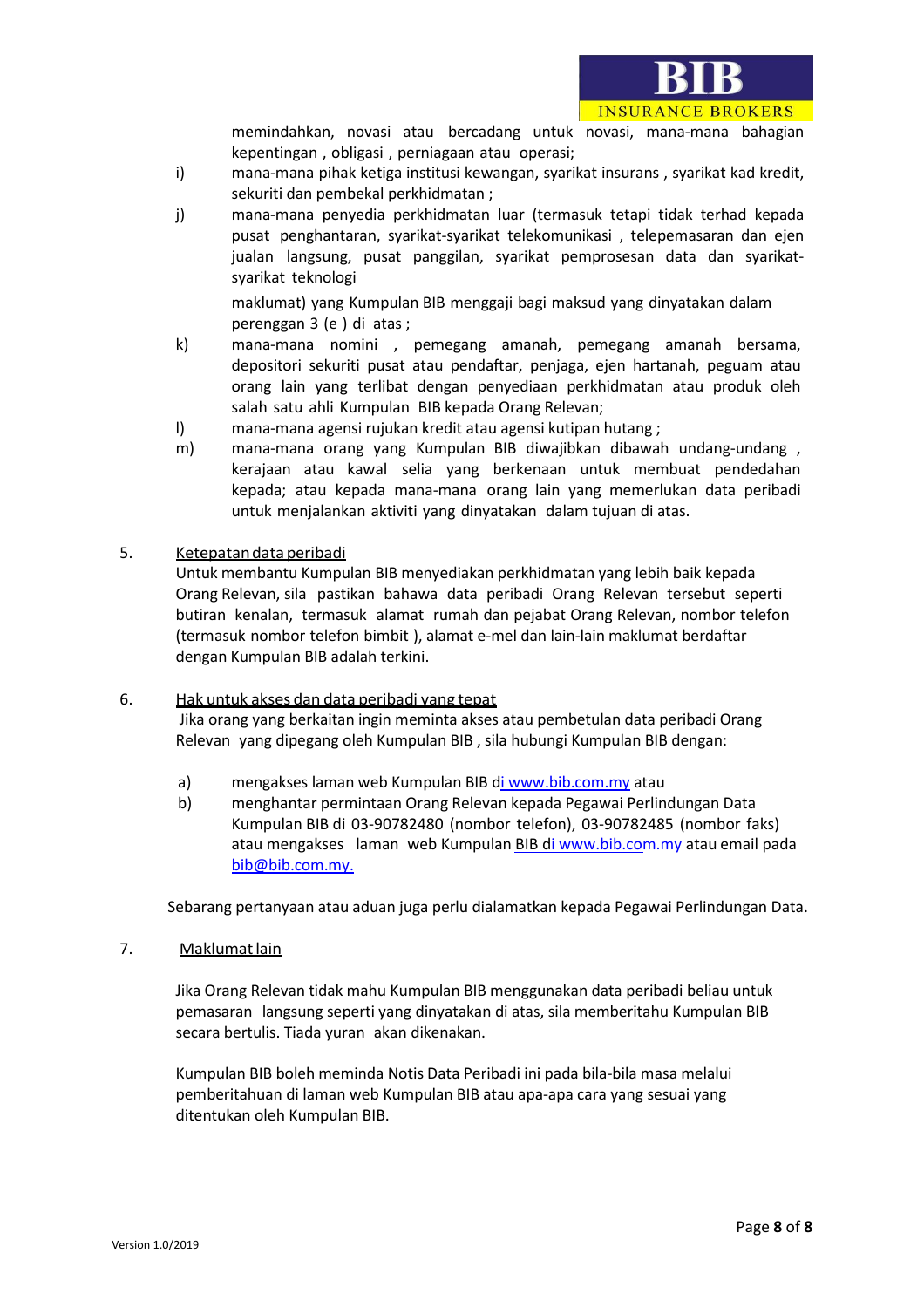memindahkan, novasi atau bercadang untuk novasi, mana-mana bahagian kepentingan , obligasi , perniagaan atau operasi;

i) mana-mana pihak ketiga institusi kewangan, syarikat insurans , syarikat kad kredit, sekuriti dan pembekal perkhidmatan ;

j) mana-mana penyedia perkhidmatan luar (termasuk tetapi tidak terhad kepada pusat penghantaran, syarikat-syarikat telekomunikasi , telepemasaran dan ejen jualan langsung, pusat panggilan, syarikat pemprosesan data dan syarikat-syarikat teknologi

maklumat) yang Kumpulan BIB menggaji bagi maksud yang dinyatakan dalam perenggan 3 (e ) di atas ;

k) mana-mana nomini , pemegang amanah, pemegang amanah bersama, depositori sekuriti pusat atau pendaftar, penjaga, ejen hartanah, peguam atau orang lain yang terlibat dengan penyediaan perkhidmatan atau produk oleh salah satu ahli Kumpulan BIB kepada Orang Relevan;

l) mana-mana agensi rujukan kredit atau agensi kutipan hutang ;

m) mana-mana orang yang Kumpulan BIB diwajibkan dibawah undang-undang , kerajaan atau kawal selia yang berkenaan untuk membuat pendedahan kepada; atau kepada mana-mana orang lain yang memerlukan data peribadi untuk menjalankan aktiviti yang dinyatakan dalam tujuan di atas.

5. Ketepatan data peribadi

Untuk membantu Kumpulan BIB menyediakan perkhidmatan yang lebih baik kepada Orang Relevan, sila pastikan bahawa data peribadi Orang Relevan tersebut seperti butiran kenalan, termasuk alamat rumah dan pejabat Orang Relevan, nombor telefon (termasuk nombor telefon bimbit ), alamat e-mel dan lain-lain maklumat berdaftar dengan Kumpulan BIB adalah terkini.

6. Hak untuk akses dan data peribadi yang tepat

Jika orang yang berkaitan ingin meminta akses atau pembetulan data peribadi Orang Relevan yang dipegang oleh Kumpulan BIB , sila hubungi Kumpulan BIB dengan:

a) mengakses laman web Kumpulan BIB di www.bib.com.my atau
b) menghantar permintaan Orang Relevan kepada Pegawai Perlindungan Data Kumpulan BIB di 03-90782480 (nombor telefon), 03-90782485 (nombor faks) atau mengakses laman web Kumpulan BIB di www.bib.com.my atau email pada bib@bib.com.my.

Sebarang pertanyaan atau aduan juga perlu dialamatkan kepada Pegawai Perlindungan Data.

7. Maklumat lain

Jika Orang Relevan tidak mahu Kumpulan BIB menggunakan data peribadi beliau untuk pemasaran langsung seperti yang dinyatakan di atas, sila memberitahu Kumpulan BIB secara bertulis. Tiada yuran akan dikenakan.

Kumpulan BIB boleh meminda Notis Data Peribadi ini pada bila-bila masa melalui pemberitahuan di laman web Kumpulan BIB atau apa-apa cara yang sesuai yang ditentukan oleh Kumpulan BIB.